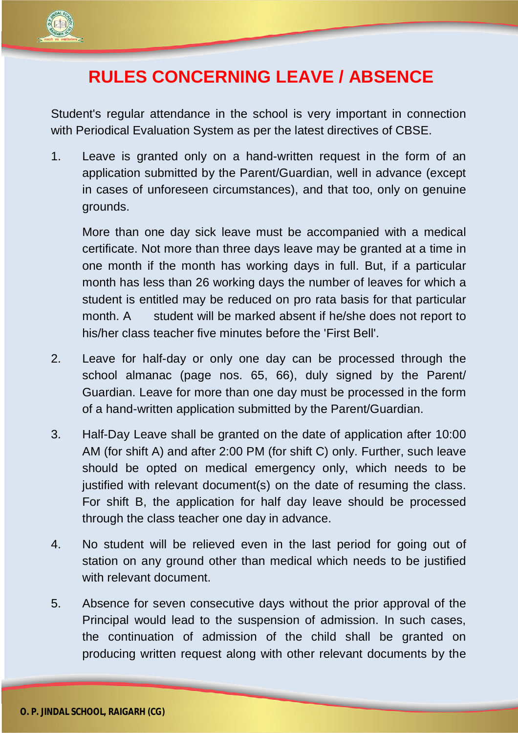# RULES CONCERNING LEAVE / ABSENCE

Student's regular attendance in the school is very important in connection with Periodical Evaluation System as per the latest directives of CBSE.

1. Leave is granted only on a hand-written request in the form of an application submitted by the Parent/Guardian, well in advance (except in cases of unforeseen circumstances), and that too, only on genuine grounds.

   More than one day sick leave must be accompanied with a medical certificate. Not more than three days leave may be granted at a time in one month if the month has working days in full. But, if a particular month has less than 26 working days the number of leaves for which a student is entitled may be reduced on pro rata basis for that particular month. A student will be marked absent if he/she does not report to his/her class teacher five minutes before the 'First Bell'.

2. Leave for half-day or only one day can be processed through the school almanac (page nos. 65, 66), duly signed by the Parent/ Guardian. Leave for more than one day must be processed in the form of a hand-written application submitted by the Parent/Guardian.

3. Half-Day Leave shall be granted on the date of application after 10:00 AM (for shift A) and after 2:00 PM (for shift C) only. Further, such leave should be opted on medical emergency only, which needs to be justified with relevant document(s) on the date of resuming the class. For shift B, the application for half day leave should be processed through the class teacher one day in advance.

4. No student will be relieved even in the last period for going out of station on any ground other than medical which needs to be justified with relevant document.

5. Absence for seven consecutive days without the prior approval of the Principal would lead to the suspension of admission. In such cases, the continuation of admission of the child shall be granted on producing written request along with other relevant documents by the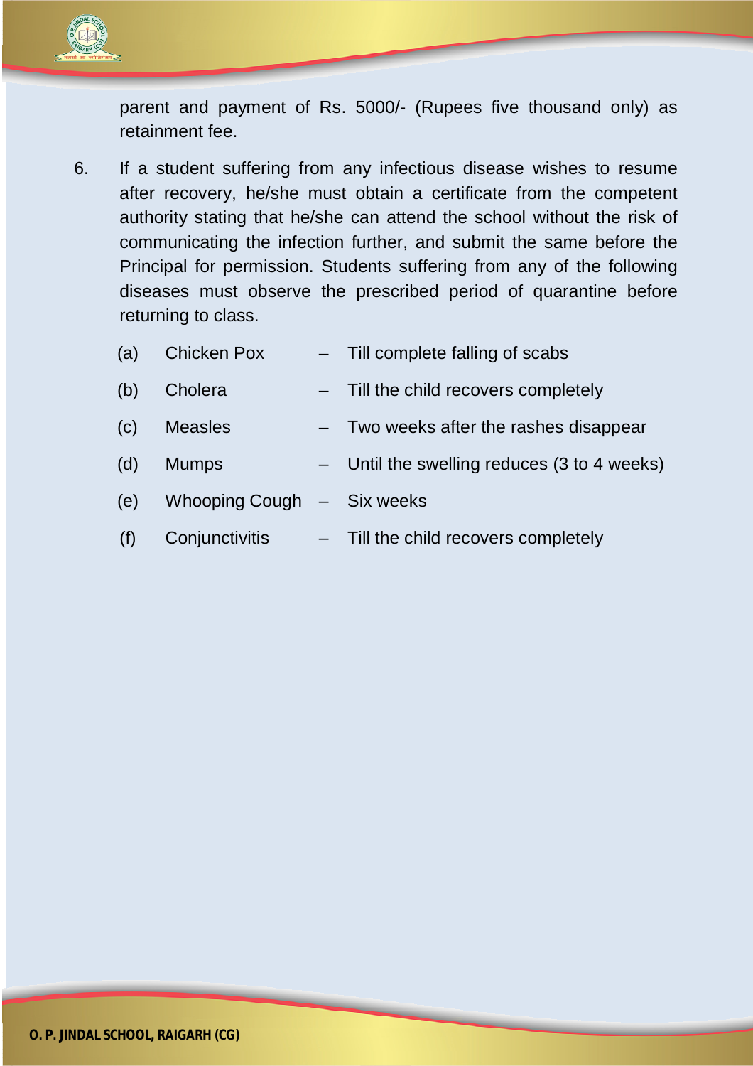parent and payment of Rs. 5000/- (Rupees five thousand only) as retainment fee.

6. If a student suffering from any infectious disease wishes to resume after recovery, he/she must obtain a certificate from the competent authority stating that he/she can attend the school without the risk of communicating the infection further, and submit the same before the Principal for permission. Students suffering from any of the following diseases must observe the prescribed period of quarantine before returning to class.

    (a) Chicken Pox – Till complete falling of scabs

    (b) Cholera – Till the child recovers completely

    (c) Measles – Two weeks after the rashes disappear

    (d) Mumps – Until the swelling reduces (3 to 4 weeks)

    (e) Whooping Cough – Six weeks

    (f) Conjunctivitis – Till the child recovers completely